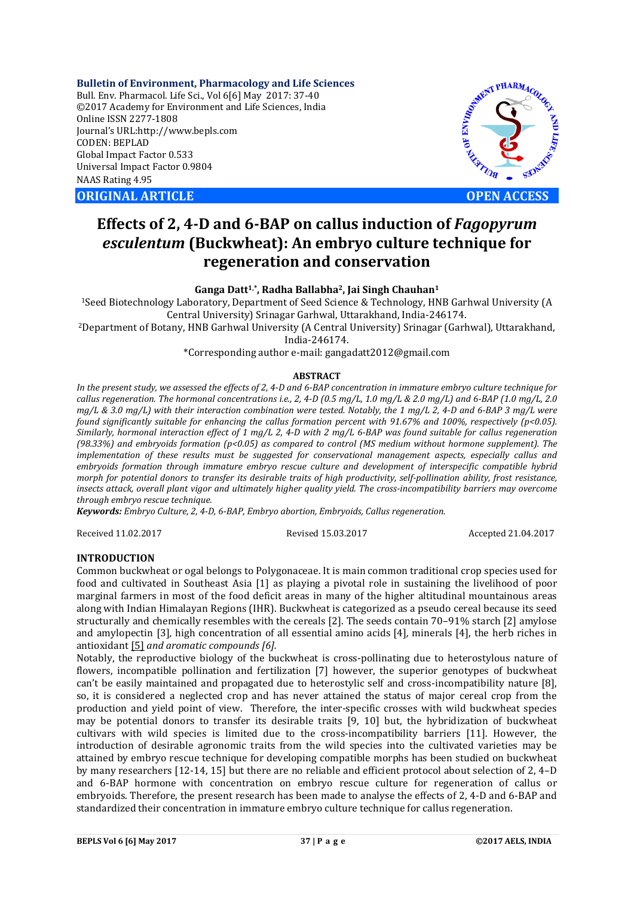**Bulletin of Environment, Pharmacology and Life Sciences**
Bull. Env. Pharmacol. Life Sci., Vol 6[6] May 2017: 37-40
©2017 Academy for Environment and Life Sciences, India
Online ISSN 2277-1808
Journal's URL:http://www.bepls.com
CODEN: BEPLAD
Global Impact Factor 0.533
Universal Impact Factor 0.9804
NAAS Rating 4.95

**ORIGINAL ARTICLE** **OPEN ACCESS**

# Effects of 2, 4-D and 6-BAP on callus induction of *Fagopyrum esculentum* (Buckwheat): An embryo culture technique for regeneration and conservation

**Ganga Datt[1,*], Radha Ballabha[2], Jai Singh Chauhan[1]**

[1]Seed Biotechnology Laboratory, Department of Seed Science & Technology, HNB Garhwal University (A Central University) Srinagar Garhwal, Uttarakhand, India-246174.
[2]Department of Botany, HNB Garhwal University (A Central University) Srinagar (Garhwal), Uttarakhand, India-246174.
*Corresponding author e-mail: gangadatt2012@gmail.com

**ABSTRACT**

*In the present study, we assessed the effects of 2, 4-D and 6-BAP concentration in immature embryo culture technique for callus regeneration. The hormonal concentrations i.e., 2, 4-D (0.5 mg/L, 1.0 mg/L & 2.0 mg/L) and 6-BAP (1.0 mg/L, 2.0 mg/L & 3.0 mg/L) with their interaction combination were tested. Notably, the 1 mg/L 2, 4-D and 6-BAP 3 mg/L were found significantly suitable for enhancing the callus formation percent with 91.67% and 100%, respectively ($p<0.05$). Similarly, hormonal interaction effect of 1 mg/L 2, 4-D with 2 mg/L 6-BAP was found suitable for callus regeneration (98.33%) and embryoids formation ($p<0.05$) as compared to control (MS medium without hormone supplement). The implementation of these results must be suggested for conservational management aspects, especially callus and embryoids formation through immature embryo rescue culture and development of interspecific compatible hybrid morph for potential donors to transfer its desirable traits of high productivity, self-pollination ability, frost resistance, insects attack, overall plant vigor and ultimately higher quality yield. The cross-incompatibility barriers may overcome through embryo rescue technique.*

***Keywords:*** *Embryo Culture, 2, 4-D, 6-BAP, Embryo abortion, Embryoids, Callus regeneration.*

Received 11.02.2017 Revised 15.03.2017 Accepted 21.04.2017

## INTRODUCTION

Common buckwheat or ogal belongs to Polygonaceae. It is main common traditional crop species used for food and cultivated in Southeast Asia [1] as playing a pivotal role in sustaining the livelihood of poor marginal farmers in most of the food deficit areas in many of the higher altitudinal mountainous areas along with Indian Himalayan Regions (IHR). Buckwheat is categorized as a pseudo cereal because its seed structurally and chemically resembles with the cereals [2]. The seeds contain 70–91% starch [2] amylose and amylopectin [3], high concentration of all essential amino acids [4], minerals [4], the herb riches in antioxidant [5] *and aromatic compounds [6].*

Notably, the reproductive biology of the buckwheat is cross-pollinating due to heterostylous nature of flowers, incompatible pollination and fertilization [7] however, the superior genotypes of buckwheat can't be easily maintained and propagated due to heterostylic self and cross-incompatibility nature [8], so, it is considered a neglected crop and has never attained the status of major cereal crop from the production and yield point of view. Therefore, the inter-specific crosses with wild buckwheat species may be potential donors to transfer its desirable traits [9, 10] but, the hybridization of buckwheat cultivars with wild species is limited due to the cross-incompatibility barriers [11]. However, the introduction of desirable agronomic traits from the wild species into the cultivated varieties may be attained by embryo rescue technique for developing compatible morphs has been studied on buckwheat by many researchers [12-14, 15] but there are no reliable and efficient protocol about selection of 2, 4–D and 6-BAP hormone with concentration on embryo rescue culture for regeneration of callus or embryoids. Therefore, the present research has been made to analyse the effects of 2, 4-D and 6-BAP and standardized their concentration in immature embryo culture technique for callus regeneration.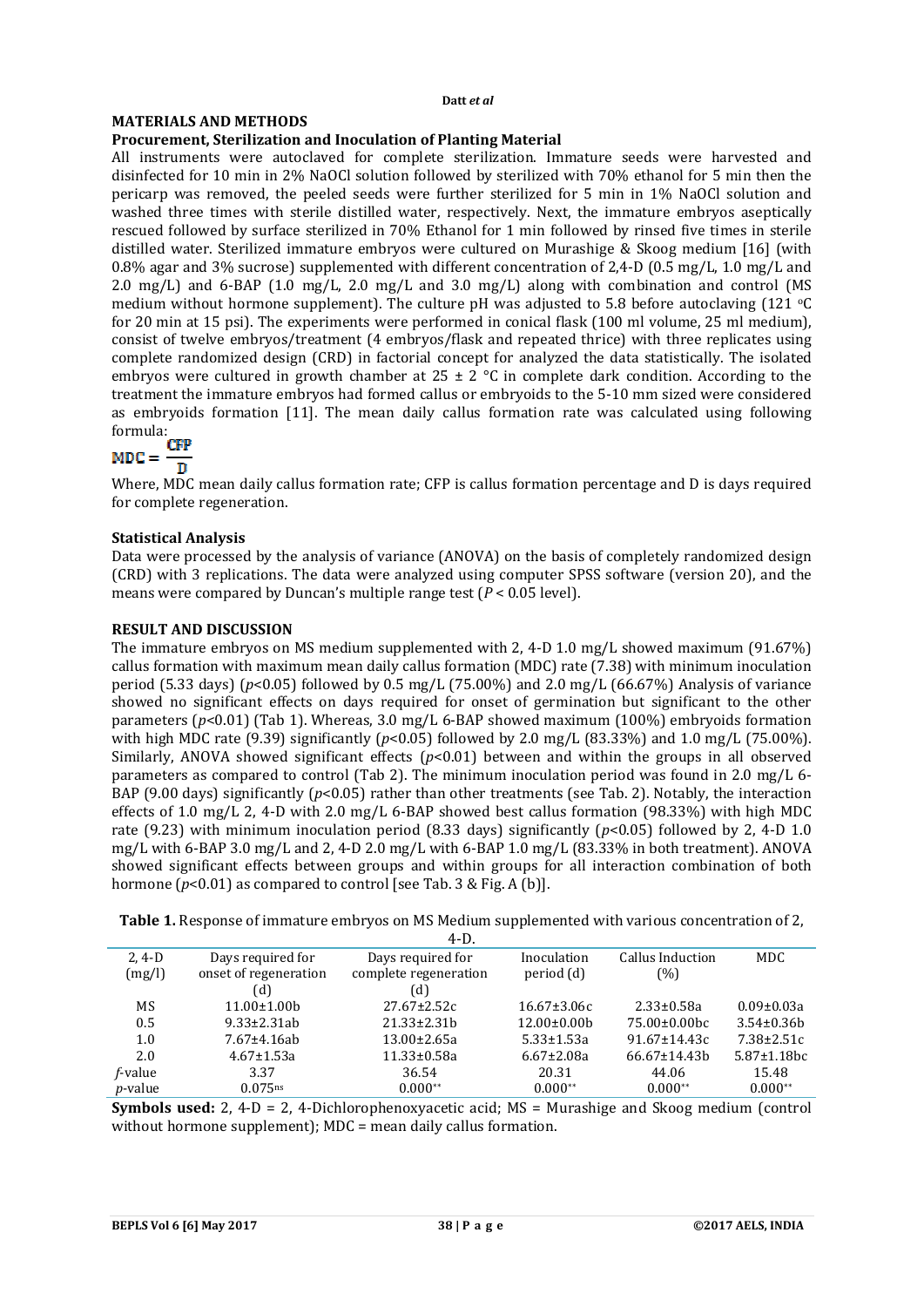## MATERIALS AND METHODS

### Procurement, Sterilization and Inoculation of Planting Material

All instruments were autoclaved for complete sterilization. Immature seeds were harvested and disinfected for 10 min in 2% NaOCl solution followed by sterilized with 70% ethanol for 5 min then the pericarp was removed, the peeled seeds were further sterilized for 5 min in 1% NaOCl solution and washed three times with sterile distilled water, respectively. Next, the immature embryos aseptically rescued followed by surface sterilized in 70% Ethanol for 1 min followed by rinsed five times in sterile distilled water. Sterilized immature embryos were cultured on Murashige & Skoog medium [16] (with 0.8% agar and 3% sucrose) supplemented with different concentration of 2,4-D (0.5 mg/L, 1.0 mg/L and 2.0 mg/L) and 6-BAP (1.0 mg/L, 2.0 mg/L and 3.0 mg/L) along with combination and control (MS medium without hormone supplement). The culture pH was adjusted to 5.8 before autoclaving (121 °C for 20 min at 15 psi). The experiments were performed in conical flask (100 ml volume, 25 ml medium), consist of twelve embryos/treatment (4 embryos/flask and repeated thrice) with three replicates using complete randomized design (CRD) in factorial concept for analyzed the data statistically. The isolated embryos were cultured in growth chamber at 25 ± 2 °C in complete dark condition. According to the treatment the immature embryos had formed callus or embryoids to the 5-10 mm sized were considered as embryoids formation [11]. The mean daily callus formation rate was calculated using following formula:

$$MDC = \frac{CFP}{D}$$

Where, MDC mean daily callus formation rate; CFP is callus formation percentage and D is days required for complete regeneration.

### Statistical Analysis

Data were processed by the analysis of variance (ANOVA) on the basis of completely randomized design (CRD) with 3 replications. The data were analyzed using computer SPSS software (version 20), and the means were compared by Duncan's multiple range test ($P < 0.05$ level).

## RESULT AND DISCUSSION

The immature embryos on MS medium supplemented with 2, 4-D 1.0 mg/L showed maximum (91.67%) callus formation with maximum mean daily callus formation (MDC) rate (7.38) with minimum inoculation period (5.33 days) ($p$<0.05) followed by 0.5 mg/L (75.00%) and 2.0 mg/L (66.67%) Analysis of variance showed no significant effects on days required for onset of germination but significant to the other parameters ($p$<0.01) (Tab 1). Whereas, 3.0 mg/L 6-BAP showed maximum (100%) embryoids formation with high MDC rate (9.39) significantly ($p$<0.05) followed by 2.0 mg/L (83.33%) and 1.0 mg/L (75.00%). Similarly, ANOVA showed significant effects ($p$<0.01) between and within the groups in all observed parameters as compared to control (Tab 2). The minimum inoculation period was found in 2.0 mg/L 6-BAP (9.00 days) significantly ($p$<0.05) rather than other treatments (see Tab. 2). Notably, the interaction effects of 1.0 mg/L 2, 4-D with 2.0 mg/L 6-BAP showed best callus formation (98.33%) with high MDC rate (9.23) with minimum inoculation period (8.33 days) significantly ($p$<0.05) followed by 2, 4-D 1.0 mg/L with 6-BAP 3.0 mg/L and 2, 4-D 2.0 mg/L with 6-BAP 1.0 mg/L (83.33% in both treatment). ANOVA showed significant effects between groups and within groups for all interaction combination of both hormone ($p$<0.01) as compared to control [see Tab. 3 & Fig. A (b)].

**Table 1.** Response of immature embryos on MS Medium supplemented with various concentration of 2, 4-D.

| 2, 4-D (mg/l) | Days required for onset of regeneration (d) | Days required for complete regeneration (d) | Inoculation period (d) | Callus Induction (%) | MDC |
|---|---|---|---|---|---|
| MS | 11.00±1.00b | 27.67±2.52c | 16.67±3.06c | 2.33±0.58a | 0.09±0.03a |
| 0.5 | 9.33±2.31ab | 21.33±2.31b | 12.00±0.00b | 75.00±0.00bc | 3.54±0.36b |
| 1.0 | 7.67±4.16ab | 13.00±2.65a | 5.33±1.53a | 91.67±14.43c | 7.38±2.51c |
| 2.0 | 4.67±1.53a | 11.33±0.58a | 6.67±2.08a | 66.67±14.43b | 5.87±1.18bc |
| $f$-value | 3.37 | 36.54 | 20.31 | 44.06 | 15.48 |
| $p$-value | 0.075[ns] | 0.000** | 0.000** | 0.000** | 0.000** |

**Symbols used:** 2, 4-D = 2, 4-Dichlorophenoxyacetic acid; MS = Murashige and Skoog medium (control without hormone supplement); MDC = mean daily callus formation.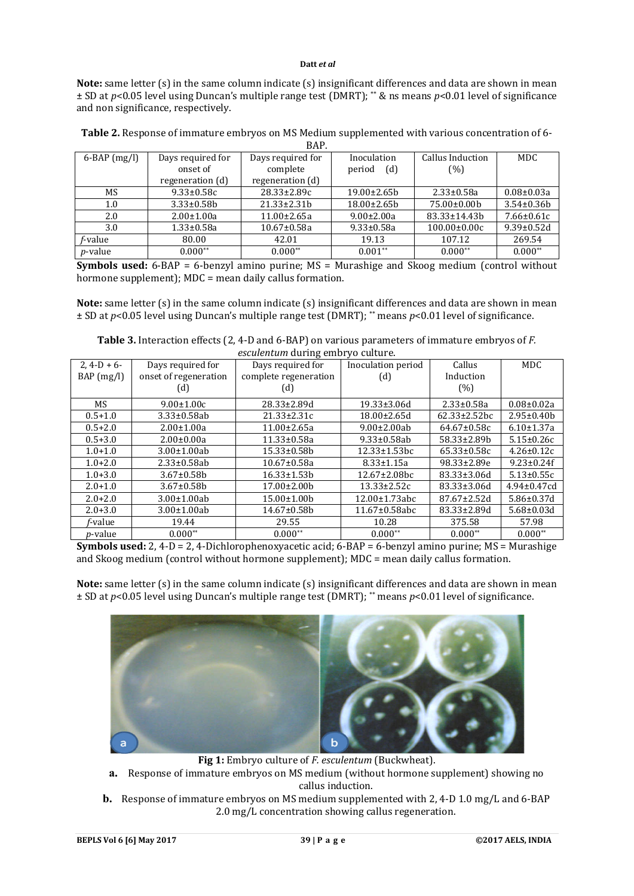**Note:** same letter (s) in the same column indicate (s) insignificant differences and data are shown in mean ± SD at $p$<0.05 level using Duncan's multiple range test (DMRT); ** & ns means $p$<0.01 level of significance and non significance, respectively.

**Table 2.** Response of immature embryos on MS Medium supplemented with various concentration of 6-BAP.

| 6-BAP (mg/l) | Days required for onset of regeneration (d) | Days required for complete regeneration (d) | Inoculation period (d) | Callus Induction (%) | MDC |
|---|---|---|---|---|---|
| MS | 9.33±0.58c | 28.33±2.89c | 19.00±2.65b | 2.33±0.58a | 0.08±0.03a |
| 1.0 | 3.33±0.58b | 21.33±2.31b | 18.00±2.65b | 75.00±0.00b | 3.54±0.36b |
| 2.0 | 2.00±1.00a | 11.00±2.65a | 9.00±2.00a | 83.33±14.43b | 7.66±0.61c |
| 3.0 | 1.33±0.58a | 10.67±0.58a | 9.33±0.58a | 100.00±0.00c | 9.39±0.52d |
| *f*-value | 80.00 | 42.01 | 19.13 | 107.12 | 269.54 |
| *p*-value | 0.000** | 0.000** | 0.001** | 0.000** | 0.000** |

**Symbols used:** 6-BAP = 6-benzyl amino purine; MS = Murashige and Skoog medium (control without hormone supplement); MDC = mean daily callus formation.

**Note:** same letter (s) in the same column indicate (s) insignificant differences and data are shown in mean ± SD at $p$<0.05 level using Duncan's multiple range test (DMRT); ** means $p$<0.01 level of significance.

**Table 3.** Interaction effects (2, 4-D and 6-BAP) on various parameters of immature embryos of *F. esculentum* during embryo culture.

| 2, 4-D + 6-BAP (mg/l) | Days required for onset of regeneration (d) | Days required for complete regeneration (d) | Inoculation period (d) | Callus Induction (%) | MDC |
|---|---|---|---|---|---|
| MS | 9.00±1.00c | 28.33±2.89d | 19.33±3.06d | 2.33±0.58a | 0.08±0.02a |
| 0.5+1.0 | 3.33±0.58ab | 21.33±2.31c | 18.00±2.65d | 62.33±2.52bc | 2.95±0.40b |
| 0.5+2.0 | 2.00±1.00a | 11.00±2.65a | 9.00±2.00ab | 64.67±0.58c | 6.10±1.37a |
| 0.5+3.0 | 2.00±0.00a | 11.33±0.58a | 9.33±0.58ab | 58.33±2.89b | 5.15±0.26c |
| 1.0+1.0 | 3.00±1.00ab | 15.33±0.58b | 12.33±1.53bc | 65.33±0.58c | 4.26±0.12c |
| 1.0+2.0 | 2.33±0.58ab | 10.67±0.58a | 8.33±1.15a | 98.33±2.89e | 9.23±0.24f |
| 1.0+3.0 | 3.67±0.58b | 16.33±1.53b | 12.67±2.08bc | 83.33±3.06d | 5.13±0.55c |
| 2.0+1.0 | 3.67±0.58b | 17.00±2.00b | 13.33±2.52c | 83.33±3.06d | 4.94±0.47cd |
| 2.0+2.0 | 3.00±1.00ab | 15.00±1.00b | 12.00±1.73abc | 87.67±2.52d | 5.86±0.37d |
| 2.0+3.0 | 3.00±1.00ab | 14.67±0.58b | 11.67±0.58abc | 83.33±2.89d | 5.68±0.03d |
| *f*-value | 19.44 | 29.55 | 10.28 | 375.58 | 57.98 |
| *p*-value | 0.000** | 0.000** | 0.000** | 0.000** | 0.000** |

**Symbols used:** 2, 4-D = 2, 4-Dichlorophenoxyacetic acid; 6-BAP = 6-benzyl amino purine; MS = Murashige and Skoog medium (control without hormone supplement); MDC = mean daily callus formation.

**Note:** same letter (s) in the same column indicate (s) insignificant differences and data are shown in mean ± SD at $p$<0.05 level using Duncan's multiple range test (DMRT); ** means $p$<0.01 level of significance.

**Fig 1:** Embryo culture of *F. esculentum* (Buckwheat).

**a.** Response of immature embryos on MS medium (without hormone supplement) showing no callus induction.

**b.** Response of immature embryos on MS medium supplemented with 2, 4-D 1.0 mg/L and 6-BAP 2.0 mg/L concentration showing callus regeneration.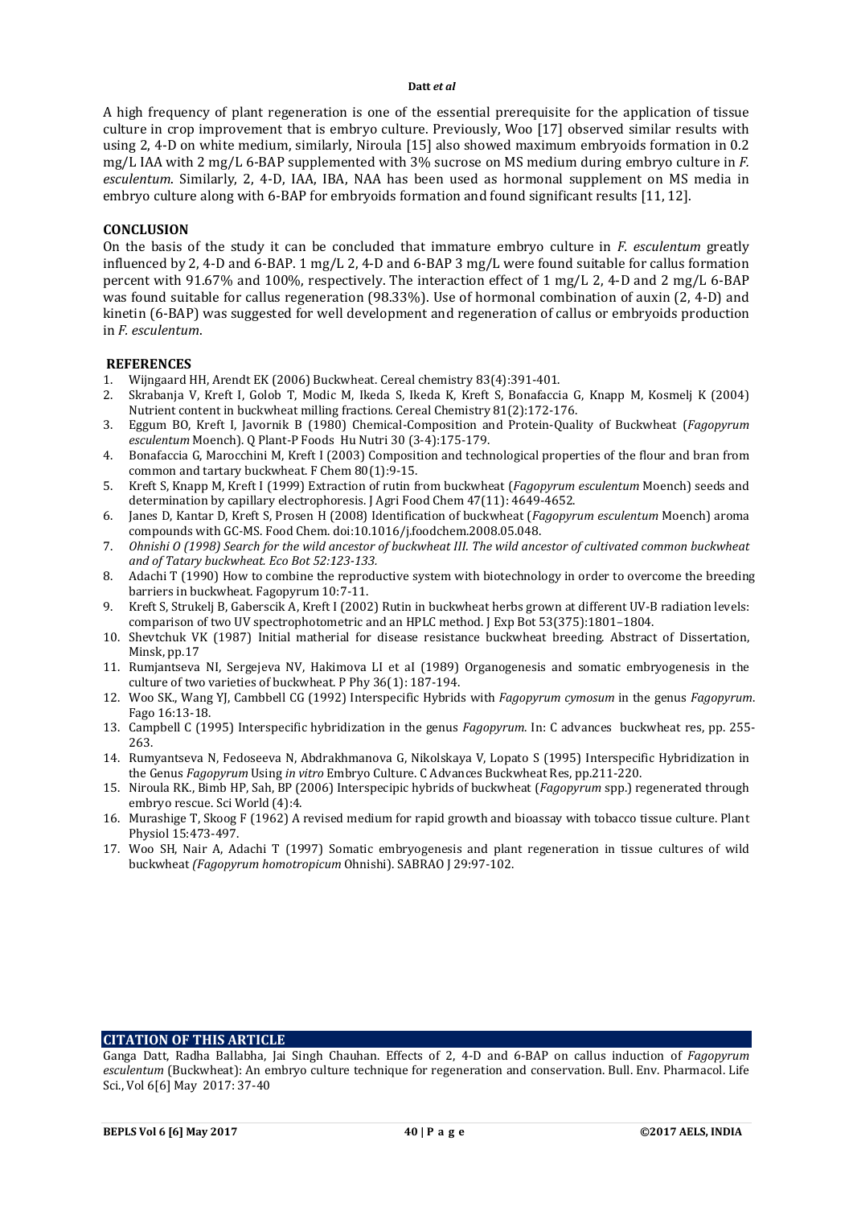A high frequency of plant regeneration is one of the essential prerequisite for the application of tissue culture in crop improvement that is embryo culture. Previously, Woo [17] observed similar results with using 2, 4-D on white medium, similarly, Niroula [15] also showed maximum embryoids formation in 0.2 mg/L IAA with 2 mg/L 6-BAP supplemented with 3% sucrose on MS medium during embryo culture in *F. esculentum*. Similarly, 2, 4-D, IAA, IBA, NAA has been used as hormonal supplement on MS media in embryo culture along with 6-BAP for embryoids formation and found significant results [11, 12].

## CONCLUSION

On the basis of the study it can be concluded that immature embryo culture in *F. esculentum* greatly influenced by 2, 4-D and 6-BAP. 1 mg/L 2, 4-D and 6-BAP 3 mg/L were found suitable for callus formation percent with 91.67% and 100%, respectively. The interaction effect of 1 mg/L 2, 4-D and 2 mg/L 6-BAP was found suitable for callus regeneration (98.33%). Use of hormonal combination of auxin (2, 4-D) and kinetin (6-BAP) was suggested for well development and regeneration of callus or embryoids production in *F. esculentum*.

## REFERENCES

1. Wijngaard HH, Arendt EK (2006) Buckwheat. Cereal chemistry 83(4):391-401.
2. Skrabanja V, Kreft I, Golob T, Modic M, Ikeda S, Ikeda K, Kreft S, Bonafaccia G, Knapp M, Kosmelj K (2004) Nutrient content in buckwheat milling fractions. Cereal Chemistry 81(2):172-176.
3. Eggum BO, Kreft I, Javornik B (1980) Chemical-Composition and Protein-Quality of Buckwheat (*Fagopyrum esculentum* Moench). Q Plant-P Foods Hu Nutri 30 (3-4):175-179.
4. Bonafaccia G, Marocchini M, Kreft I (2003) Composition and technological properties of the flour and bran from common and tartary buckwheat. F Chem 80(1):9-15.
5. Kreft S, Knapp M, Kreft I (1999) Extraction of rutin from buckwheat (*Fagopyrum esculentum* Moench) seeds and determination by capillary electrophoresis. J Agri Food Chem 47(11): 4649-4652.
6. Janes D, Kantar D, Kreft S, Prosen H (2008) Identification of buckwheat (*Fagopyrum esculentum* Moench) aroma compounds with GC-MS. Food Chem. doi:10.1016/j.foodchem.2008.05.048.
7. *Ohnishi O (1998) Search for the wild ancestor of buckwheat III. The wild ancestor of cultivated common buckwheat and of Tatary buckwheat. Eco Bot 52:123-133.*
8. Adachi T (1990) How to combine the reproductive system with biotechnology in order to overcome the breeding barriers in buckwheat. Fagopyrum 10:7-11.
9. Kreft S, Strukelj B, Gaberscik A, Kreft I (2002) Rutin in buckwheat herbs grown at different UV-B radiation levels: comparison of two UV spectrophotometric and an HPLC method. J Exp Bot 53(375):1801–1804.
10. Shevtchuk VK (1987) Initial matherial for disease resistance buckwheat breeding. Abstract of Dissertation, Minsk, pp.17
11. Rumjantseva NI, Sergejeva NV, Hakimova LI et al (1989) Organogenesis and somatic embryogenesis in the culture of two varieties of buckwheat. P Phy 36(1): 187-194.
12. Woo SK., Wang YJ, Cambbell CG (1992) Interspecific Hybrids with *Fagopyrum cymosum* in the genus *Fagopyrum*. Fago 16:13-18.
13. Campbell C (1995) Interspecific hybridization in the genus *Fagopyrum*. In: C advances buckwheat res, pp. 255-263.
14. Rumyantseva N, Fedoseeva N, Abdrakhmanova G, Nikolskaya V, Lopato S (1995) Interspecific Hybridization in the Genus *Fagopyrum* Using *in vitro* Embryo Culture. C Advances Buckwheat Res, pp.211-220.
15. Niroula RK., Bimb HP, Sah, BP (2006) Interspecipic hybrids of buckwheat (*Fagopyrum* spp.) regenerated through embryo rescue. Sci World (4):4.
16. Murashige T, Skoog F (1962) A revised medium for rapid growth and bioassay with tobacco tissue culture. Plant Physiol 15:473-497.
17. Woo SH, Nair A, Adachi T (1997) Somatic embryogenesis and plant regeneration in tissue cultures of wild buckwheat *(Fagopyrum homotropicum* Ohnishi). SABRAO J 29:97-102.

**CITATION OF THIS ARTICLE**

Ganga Datt, Radha Ballabha, Jai Singh Chauhan. Effects of 2, 4-D and 6-BAP on callus induction of *Fagopyrum esculentum* (Buckwheat): An embryo culture technique for regeneration and conservation. Bull. Env. Pharmacol. Life Sci., Vol 6[6] May 2017: 37-40